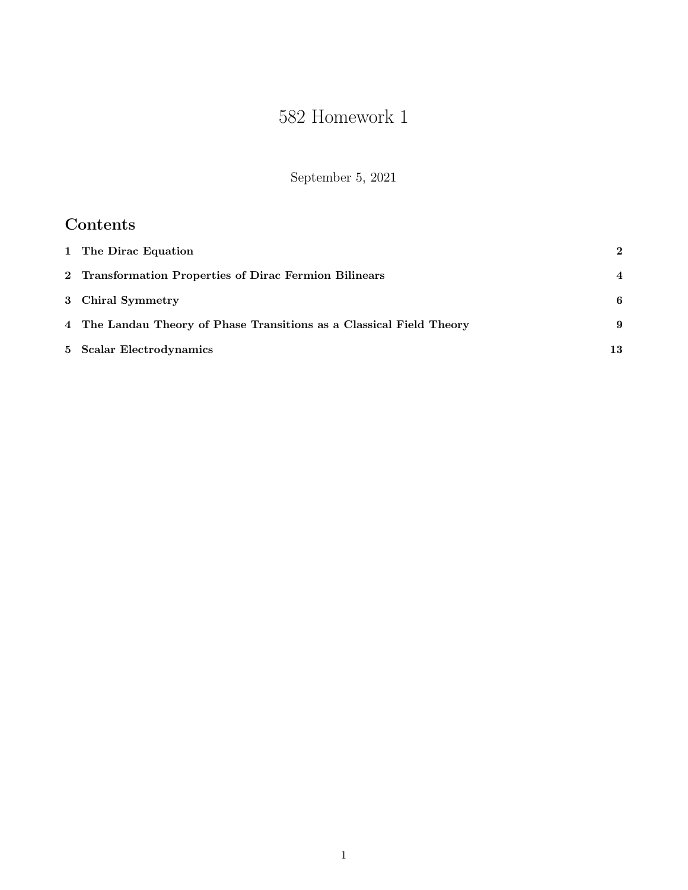# 582 Homework 1

September 5, 2021

## Contents

1 The Dirac Equation 2

2 Transformation Properties of Dirac Fermion Bilinears 4

3 Chiral Symmetry 6

4 The Landau Theory of Phase Transitions as a Classical Field Theory 9

5 Scalar Electrodynamics 13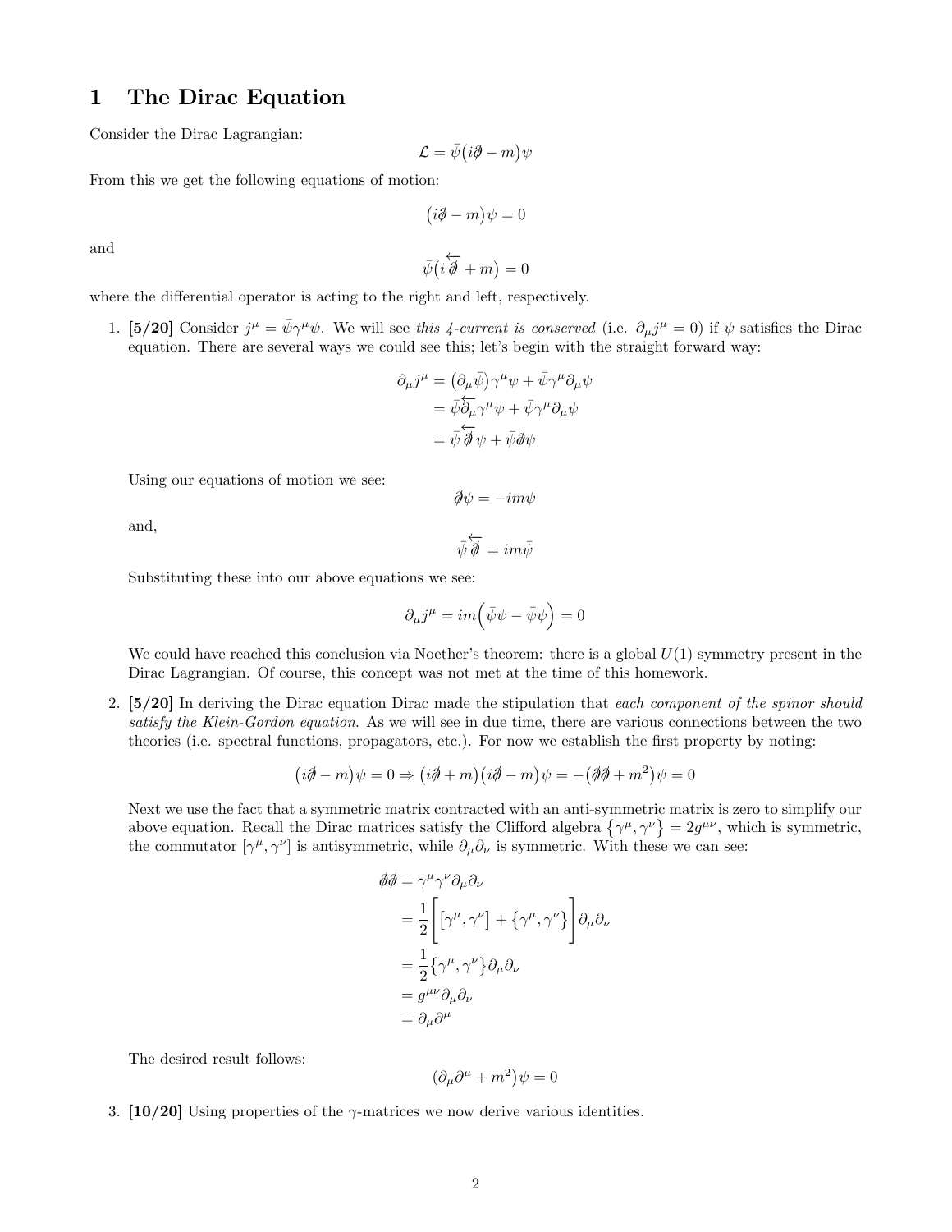# 1 The Dirac Equation

Consider the Dirac Lagrangian:

$$\mathcal{L} = \bar{\psi}\big(i\partial\!\!\!/ - m\big)\psi$$

From this we get the following equations of motion:

$$\big(i\partial\!\!\!/ - m\big)\psi = 0$$

and

$$\bar{\psi}\big(i\overleftarrow{\partial\!\!\!/} + m\big) = 0$$

where the differential operator is acting to the right and left, respectively.

1. **[5/20]** Consider $j^\mu = \bar{\psi}\gamma^\mu\psi$. We will see *this 4-current is conserved* (i.e. $\partial_\mu j^\mu = 0$) if $\psi$ satisfies the Dirac equation. There are several ways we could see this; let's begin with the straight forward way:

$$\begin{aligned}
\partial_\mu j^\mu &= \big(\partial_\mu\bar{\psi}\big)\gamma^\mu\psi + \bar{\psi}\gamma^\mu\partial_\mu\psi \\
&= \bar{\psi}\overleftarrow{\partial_\mu}\gamma^\mu\psi + \bar{\psi}\gamma^\mu\partial_\mu\psi \\
&= \bar{\psi}\overleftarrow{\partial\!\!\!/}\psi + \bar{\psi}\partial\!\!\!/\psi
\end{aligned}$$

Using our equations of motion we see:

$$\partial\!\!\!/\psi = -im\psi$$

and,

$$\bar{\psi}\overleftarrow{\partial\!\!\!/} = im\bar{\psi}$$

Substituting these into our above equations we see:

$$\partial_\mu j^\mu = im\Big(\bar{\psi}\psi - \bar{\psi}\psi\Big) = 0$$

We could have reached this conclusion via Noether's theorem: there is a global $U(1)$ symmetry present in the Dirac Lagrangian. Of course, this concept was not met at the time of this homework.

2. **[5/20]** In deriving the Dirac equation Dirac made the stipulation that *each component of the spinor should satisfy the Klein-Gordon equation*. As we will see in due time, there are various connections between the two theories (i.e. spectral functions, propagators, etc.). For now we establish the first property by noting:

$$\big(i\partial\!\!\!/ - m\big)\psi = 0 \Rightarrow \big(i\partial\!\!\!/ + m\big)\big(i\partial\!\!\!/ - m\big)\psi = -\big(\partial\!\!\!/\partial\!\!\!/ + m^2\big)\psi = 0$$

Next we use the fact that a symmetric matrix contracted with an anti-symmetric matrix is zero to simplify our above equation. Recall the Dirac matrices satisfy the Clifford algebra $\big\{\gamma^\mu, \gamma^\nu\big\} = 2g^{\mu\nu}$, which is symmetric, the commutator $[\gamma^\mu, \gamma^\nu]$ is antisymmetric, while $\partial_\mu\partial_\nu$ is symmetric. With these we can see:

$$\begin{aligned}
\partial\!\!\!/\partial\!\!\!/ &= \gamma^\mu\gamma^\nu\partial_\mu\partial_\nu \\
&= \frac{1}{2}\bigg[\big[\gamma^\mu, \gamma^\nu\big] + \big\{\gamma^\mu, \gamma^\nu\big\}\bigg]\partial_\mu\partial_\nu \\
&= \frac{1}{2}\big\{\gamma^\mu, \gamma^\nu\big\}\partial_\mu\partial_\nu \\
&= g^{\mu\nu}\partial_\mu\partial_\nu \\
&= \partial_\mu\partial^\mu
\end{aligned}$$

The desired result follows:

$$\big(\partial_\mu\partial^\mu + m^2\big)\psi = 0$$

3. **[10/20]** Using properties of the $\gamma$-matrices we now derive various identities.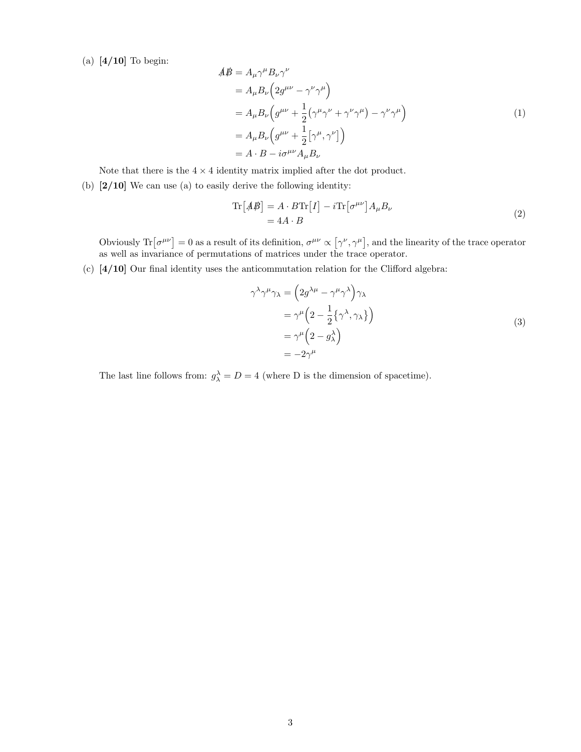(a) **[4/10]** To begin:

$$
\begin{aligned}
\not{A}\not{B} &= A_\mu \gamma^\mu B_\nu \gamma^\nu \\
&= A_\mu B_\nu \Big( 2g^{\mu\nu} - \gamma^\nu \gamma^\mu \Big) \\
&= A_\mu B_\nu \Big( g^{\mu\nu} + \frac{1}{2}\big(\gamma^\mu \gamma^\nu + \gamma^\nu \gamma^\mu\big) - \gamma^\nu \gamma^\mu \Big) \\
&= A_\mu B_\nu \Big( g^{\mu\nu} + \frac{1}{2}\big[\gamma^\mu, \gamma^\nu\big] \Big) \\
&= A \cdot B - i\sigma^{\mu\nu} A_\mu B_\nu
\end{aligned}
\tag{1}
$$

Note that there is the $4 \times 4$ identity matrix implied after the dot product.

(b) **[2/10]** We can use (a) to easily derive the following identity:

$$
\begin{aligned}
\mathrm{Tr}\big[\not{A}\not{B}\big] &= A \cdot B\,\mathrm{Tr}\big[I\big] - i\mathrm{Tr}\big[\sigma^{\mu\nu}\big] A_\mu B_\nu \\
&= 4A \cdot B
\end{aligned}
\tag{2}
$$

Obviously $\mathrm{Tr}\big[\sigma^{\mu\nu}\big] = 0$ as a result of its definition, $\sigma^{\mu\nu} \propto \big[\gamma^\nu, \gamma^\mu\big]$, and the linearity of the trace operator as well as invariance of permutations of matrices under the trace operator.

(c) **[4/10]** Our final identity uses the anticommutation relation for the Clifford algebra:

$$
\begin{aligned}
\gamma^\lambda \gamma^\mu \gamma_\lambda &= \Big( 2g^{\lambda\mu} - \gamma^\mu \gamma^\lambda \Big) \gamma_\lambda \\
&= \gamma^\mu \Big( 2 - \frac{1}{2}\big\{\gamma^\lambda, \gamma_\lambda\big\} \Big) \\
&= \gamma^\mu \Big( 2 - g^\lambda_\lambda \Big) \\
&= -2\gamma^\mu
\end{aligned}
\tag{3}
$$

The last line follows from: $g^\lambda_\lambda = D = 4$ (where D is the dimension of spacetime).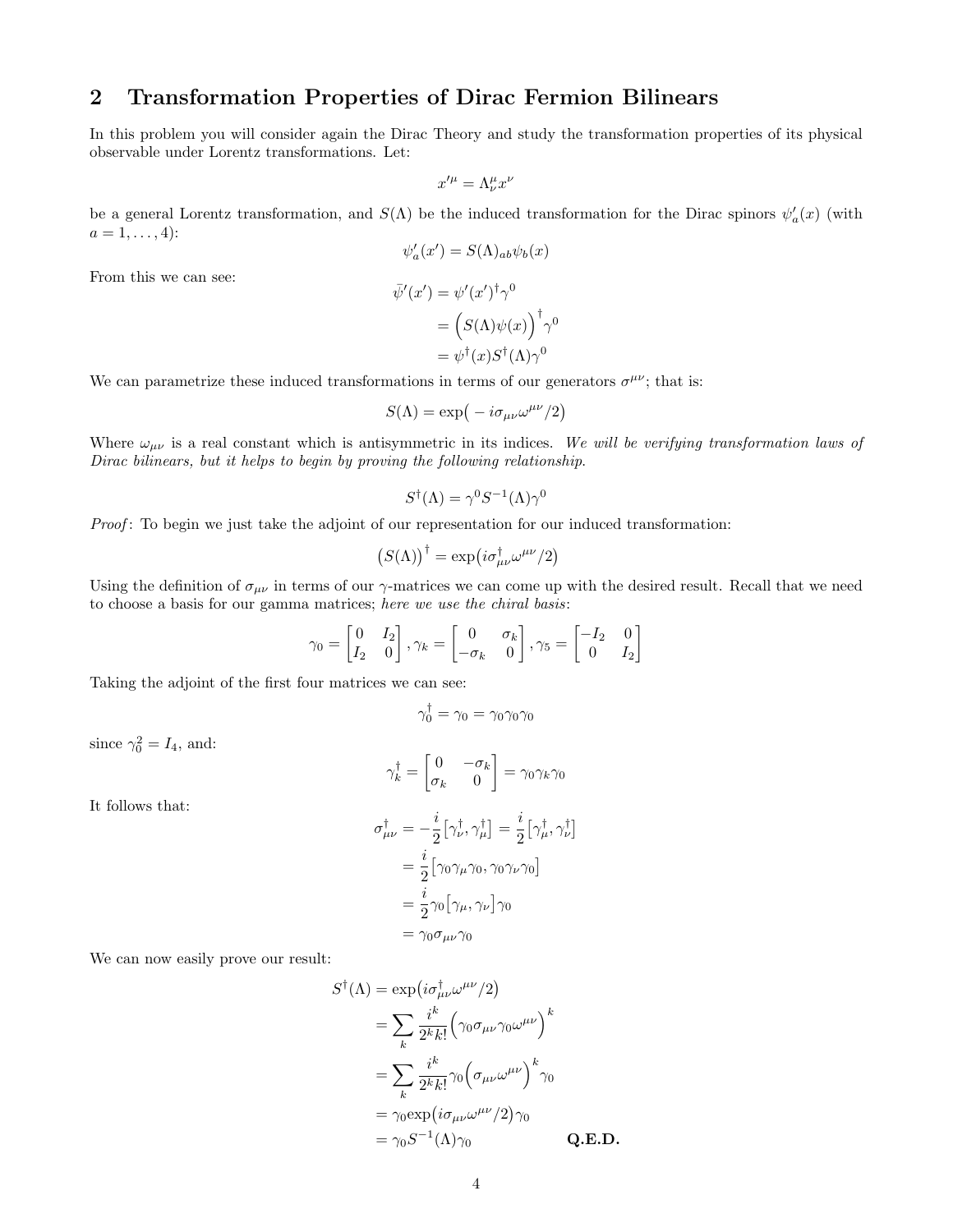## 2 Transformation Properties of Dirac Fermion Bilinears

In this problem you will consider again the Dirac Theory and study the transformation properties of its physical observable under Lorentz transformations. Let:

$$x'^{\mu} = \Lambda^{\mu}_{\nu} x^{\nu}$$

be a general Lorentz transformation, and $S(\Lambda)$ be the induced transformation for the Dirac spinors $\psi'_a(x)$ (with $a = 1, \ldots, 4$):

$$\psi'_a(x') = S(\Lambda)_{ab}\psi_b(x)$$

From this we can see:

$$\begin{aligned}
\bar{\psi}'(x') &= \psi'(x')^{\dagger}\gamma^0 \\
&= \Big(S(\Lambda)\psi(x)\Big)^{\dagger}\gamma^0 \\
&= \psi^{\dagger}(x)S^{\dagger}(\Lambda)\gamma^0
\end{aligned}$$

We can parametrize these induced transformations in terms of our generators $\sigma^{\mu\nu}$; that is:

$$S(\Lambda) = \exp\big(-i\sigma_{\mu\nu}\omega^{\mu\nu}/2\big)$$

Where $\omega_{\mu\nu}$ is a real constant which is antisymmetric in its indices. *We will be verifying transformation laws of Dirac bilinears, but it helps to begin by proving the following relationship.*

$$S^{\dagger}(\Lambda) = \gamma^0 S^{-1}(\Lambda)\gamma^0$$

*Proof*: To begin we just take the adjoint of our representation for our induced transformation:

$$\big(S(\Lambda)\big)^{\dagger} = \exp\big(i\sigma^{\dagger}_{\mu\nu}\omega^{\mu\nu}/2\big)$$

Using the definition of $\sigma_{\mu\nu}$ in terms of our $\gamma$-matrices we can come up with the desired result. Recall that we need to choose a basis for our gamma matrices; *here we use the chiral basis*:

$$\gamma_0 = \begin{bmatrix} 0 & I_2 \\ I_2 & 0 \end{bmatrix}, \gamma_k = \begin{bmatrix} 0 & \sigma_k \\ -\sigma_k & 0 \end{bmatrix}, \gamma_5 = \begin{bmatrix} -I_2 & 0 \\ 0 & I_2 \end{bmatrix}$$

Taking the adjoint of the first four matrices we can see:

$$\gamma_0^{\dagger} = \gamma_0 = \gamma_0\gamma_0\gamma_0$$

since $\gamma_0^2 = I_4$, and:

$$\gamma_k^{\dagger} = \begin{bmatrix} 0 & -\sigma_k \\ \sigma_k & 0 \end{bmatrix} = \gamma_0\gamma_k\gamma_0$$

It follows that:

$$\begin{aligned}
\sigma^{\dagger}_{\mu\nu} &= -\frac{i}{2}\big[\gamma^{\dagger}_{\nu}, \gamma^{\dagger}_{\mu}\big] = \frac{i}{2}\big[\gamma^{\dagger}_{\mu}, \gamma^{\dagger}_{\nu}\big] \\
&= \frac{i}{2}\big[\gamma_0\gamma_{\mu}\gamma_0, \gamma_0\gamma_{\nu}\gamma_0\big] \\
&= \frac{i}{2}\gamma_0\big[\gamma_{\mu}, \gamma_{\nu}\big]\gamma_0 \\
&= \gamma_0\sigma_{\mu\nu}\gamma_0
\end{aligned}$$

We can now easily prove our result:

$$\begin{aligned}
S^{\dagger}(\Lambda) &= \exp\big(i\sigma^{\dagger}_{\mu\nu}\omega^{\mu\nu}/2\big) \\
&= \sum_k \frac{i^k}{2^k k!}\Big(\gamma_0\sigma_{\mu\nu}\gamma_0\omega^{\mu\nu}\Big)^k \\
&= \sum_k \frac{i^k}{2^k k!}\gamma_0\Big(\sigma_{\mu\nu}\omega^{\mu\nu}\Big)^k\gamma_0 \\
&= \gamma_0\exp\big(i\sigma_{\mu\nu}\omega^{\mu\nu}/2\big)\gamma_0 \\
&= \gamma_0 S^{-1}(\Lambda)\gamma_0 \qquad \textbf{Q.E.D.}
\end{aligned}$$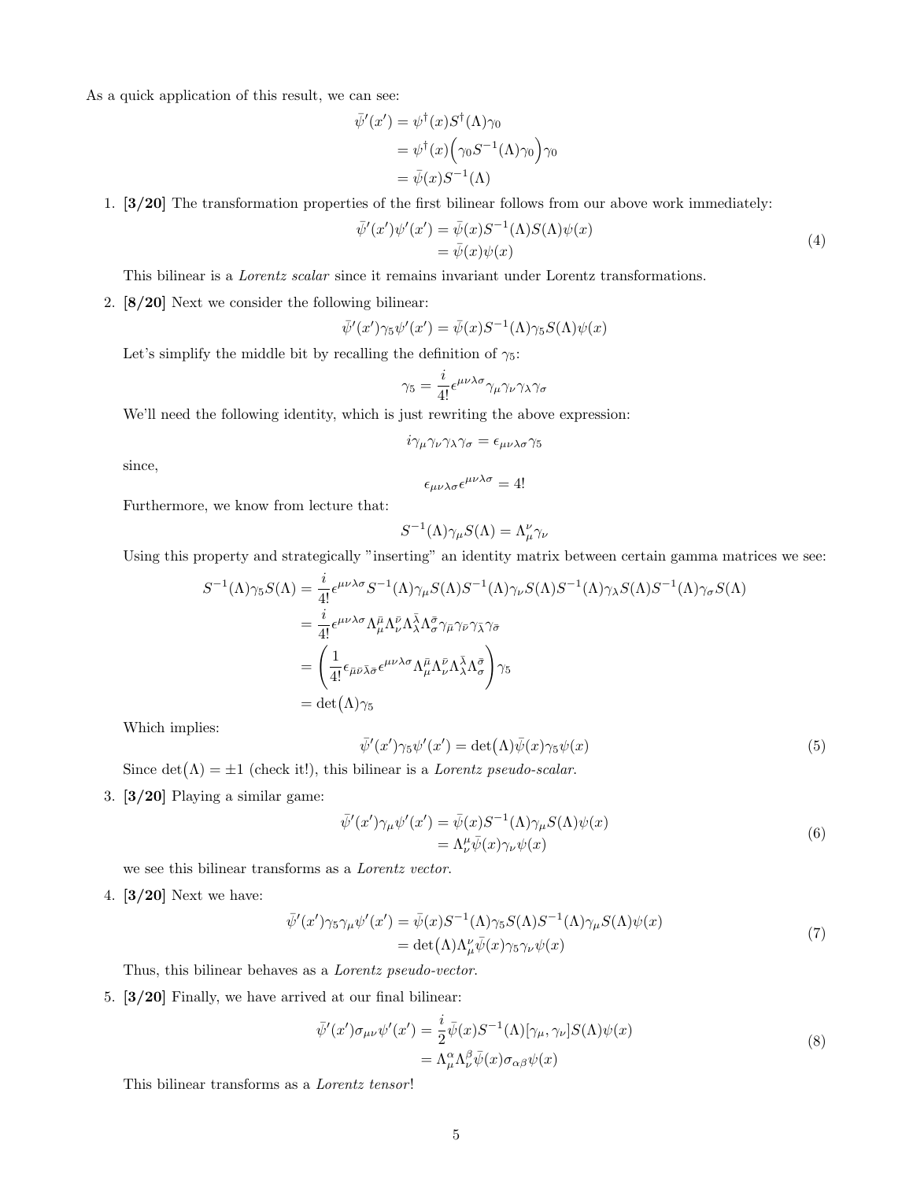As a quick application of this result, we can see:

$$\begin{aligned}
\bar{\psi}'(x') &= \psi^\dagger(x) S^\dagger(\Lambda)\gamma_0 \\
&= \psi^\dagger(x)\Big(\gamma_0 S^{-1}(\Lambda)\gamma_0\Big)\gamma_0 \\
&= \bar{\psi}(x) S^{-1}(\Lambda)
\end{aligned}$$

1. **[3/20]** The transformation properties of the first bilinear follows from our above work immediately:

$$\begin{aligned}
\bar{\psi}'(x')\psi'(x') &= \bar{\psi}(x) S^{-1}(\Lambda) S(\Lambda)\psi(x) \\
&= \bar{\psi}(x)\psi(x)
\end{aligned} \tag{4}$$

This bilinear is a *Lorentz scalar* since it remains invariant under Lorentz transformations.

2. **[8/20]** Next we consider the following bilinear:

$$\bar{\psi}'(x')\gamma_5\psi'(x') = \bar{\psi}(x) S^{-1}(\Lambda)\gamma_5 S(\Lambda)\psi(x)$$

Let's simplify the middle bit by recalling the definition of $\gamma_5$:

$$\gamma_5 = \frac{i}{4!}\epsilon^{\mu\nu\lambda\sigma}\gamma_\mu\gamma_\nu\gamma_\lambda\gamma_\sigma$$

We'll need the following identity, which is just rewriting the above expression:

$$i\gamma_\mu\gamma_\nu\gamma_\lambda\gamma_\sigma = \epsilon_{\mu\nu\lambda\sigma}\gamma_5$$

since,

$$\epsilon_{\mu\nu\lambda\sigma}\epsilon^{\mu\nu\lambda\sigma} = 4!$$

Furthermore, we know from lecture that:

$$S^{-1}(\Lambda)\gamma_\mu S(\Lambda) = \Lambda^\nu_\mu\gamma_\nu$$

Using this property and strategically "inserting" an identity matrix between certain gamma matrices we see:

$$\begin{aligned}
S^{-1}(\Lambda)\gamma_5 S(\Lambda) &= \frac{i}{4!}\epsilon^{\mu\nu\lambda\sigma} S^{-1}(\Lambda)\gamma_\mu S(\Lambda) S^{-1}(\Lambda)\gamma_\nu S(\Lambda) S^{-1}(\Lambda)\gamma_\lambda S(\Lambda) S^{-1}(\Lambda)\gamma_\sigma S(\Lambda) \\
&= \frac{i}{4!}\epsilon^{\mu\nu\lambda\sigma}\Lambda^{\bar{\mu}}_\mu\Lambda^{\bar{\nu}}_\nu\Lambda^{\bar{\lambda}}_\lambda\Lambda^{\bar{\sigma}}_\sigma\gamma_{\bar{\mu}}\gamma_{\bar{\nu}}\gamma_{\bar{\lambda}}\gamma_{\bar{\sigma}} \\
&= \left(\frac{1}{4!}\epsilon_{\bar{\mu}\bar{\nu}\bar{\lambda}\bar{\sigma}}\epsilon^{\mu\nu\lambda\sigma}\Lambda^{\bar{\mu}}_\mu\Lambda^{\bar{\nu}}_\nu\Lambda^{\bar{\lambda}}_\lambda\Lambda^{\bar{\sigma}}_\sigma\right)\gamma_5 \\
&= \det\big(\Lambda\big)\gamma_5
\end{aligned}$$

Which implies:

$$\bar{\psi}'(x')\gamma_5\psi'(x') = \det\big(\Lambda\big)\bar{\psi}(x)\gamma_5\psi(x) \tag{5}$$

Since $\det\big(\Lambda\big) = \pm 1$ (check it!), this bilinear is a *Lorentz pseudo-scalar*.

3. **[3/20]** Playing a similar game:

$$\begin{aligned}
\bar{\psi}'(x')\gamma_\mu\psi'(x') &= \bar{\psi}(x) S^{-1}(\Lambda)\gamma_\mu S(\Lambda)\psi(x) \\
&= \Lambda^\mu_\nu\bar{\psi}(x)\gamma_\nu\psi(x)
\end{aligned} \tag{6}$$

we see this bilinear transforms as a *Lorentz vector*.

4. **[3/20]** Next we have:

$$\begin{aligned}
\bar{\psi}'(x')\gamma_5\gamma_\mu\psi'(x') &= \bar{\psi}(x) S^{-1}(\Lambda)\gamma_5 S(\Lambda) S^{-1}(\Lambda)\gamma_\mu S(\Lambda)\psi(x) \\
&= \det\big(\Lambda\big)\Lambda^\nu_\mu\bar{\psi}(x)\gamma_5\gamma_\nu\psi(x)
\end{aligned} \tag{7}$$

Thus, this bilinear behaves as a *Lorentz pseudo-vector*.

5. **[3/20]** Finally, we have arrived at our final bilinear:

$$\begin{aligned}
\bar{\psi}'(x')\sigma_{\mu\nu}\psi'(x') &= \frac{i}{2}\bar{\psi}(x) S^{-1}(\Lambda)[\gamma_\mu,\gamma_\nu] S(\Lambda)\psi(x) \\
&= \Lambda^\alpha_\mu\Lambda^\beta_\nu\bar{\psi}(x)\sigma_{\alpha\beta}\psi(x)
\end{aligned} \tag{8}$$

This bilinear transforms as a *Lorentz tensor*!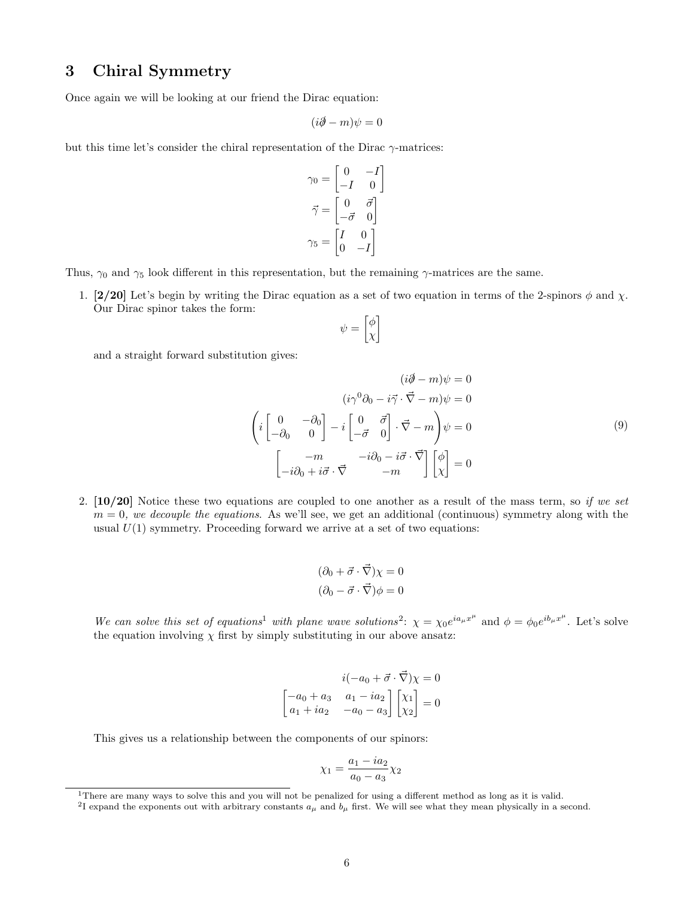# 3 Chiral Symmetry

Once again we will be looking at our friend the Dirac equation:

$$(i\partial\!\!\!/ - m)\psi = 0$$

but this time let's consider the chiral representation of the Dirac $\gamma$-matrices:

$$\gamma_0 = \begin{bmatrix} 0 & -I \\ -I & 0 \end{bmatrix}$$

$$\vec{\gamma} = \begin{bmatrix} 0 & \vec{\sigma} \\ -\vec{\sigma} & 0 \end{bmatrix}$$

$$\gamma_5 = \begin{bmatrix} I & 0 \\ 0 & -I \end{bmatrix}$$

Thus, $\gamma_0$ and $\gamma_5$ look different in this representation, but the remaining $\gamma$-matrices are the same.

1. **[2/20]** Let's begin by writing the Dirac equation as a set of two equation in terms of the 2-spinors $\phi$ and $\chi$. Our Dirac spinor takes the form:

$$\psi = \begin{bmatrix} \phi \\ \chi \end{bmatrix}$$

and a straight forward substitution gives:

$$\begin{aligned} (i\partial\!\!\!/ - m)\psi &= 0 \\ (i\gamma^0\partial_0 - i\vec{\gamma}\cdot\vec{\nabla} - m)\psi &= 0 \\ \left(i\begin{bmatrix} 0 & -\partial_0 \\ -\partial_0 & 0 \end{bmatrix} - i\begin{bmatrix} 0 & \vec{\sigma} \\ -\vec{\sigma} & 0 \end{bmatrix}\cdot\vec{\nabla} - m\right)\psi &= 0 \\ \begin{bmatrix} -m & -i\partial_0 - i\vec{\sigma}\cdot\vec{\nabla} \\ -i\partial_0 + i\vec{\sigma}\cdot\vec{\nabla} & -m \end{bmatrix}\begin{bmatrix} \phi \\ \chi \end{bmatrix} &= 0 \end{aligned} \tag{9}$$

2. **[10/20]** Notice these two equations are coupled to one another as a result of the mass term, so *if we set $m = 0$, we decouple the equations.* As we'll see, we get an additional (continuous) symmetry along with the usual $U(1)$ symmetry. Proceeding forward we arrive at a set of two equations:

$$(\partial_0 + \vec{\sigma}\cdot\vec{\nabla})\chi = 0$$
$$(\partial_0 - \vec{\sigma}\cdot\vec{\nabla})\phi = 0$$

*We can solve this set of equations*[1] *with plane wave solutions*[2]: $\chi = \chi_0 e^{ia_\mu x^\mu}$ and $\phi = \phi_0 e^{ib_\mu x^\mu}$. Let's solve the equation involving $\chi$ first by simply substituting in our above ansatz:

$$i(-a_0 + \vec{\sigma}\cdot\vec{\nabla})\chi = 0$$

$$\begin{bmatrix} -a_0 + a_3 & a_1 - ia_2 \\ a_1 + ia_2 & -a_0 - a_3 \end{bmatrix}\begin{bmatrix} \chi_1 \\ \chi_2 \end{bmatrix} = 0$$

This gives us a relationship between the components of our spinors:

$$\chi_1 = \frac{a_1 - ia_2}{a_0 - a_3}\chi_2$$

[1] There are many ways to solve this and you will not be penalized for using a different method as long as it is valid.

[2] I expand the exponents out with arbitrary constants $a_\mu$ and $b_\mu$ first. We will see what they mean physically in a second.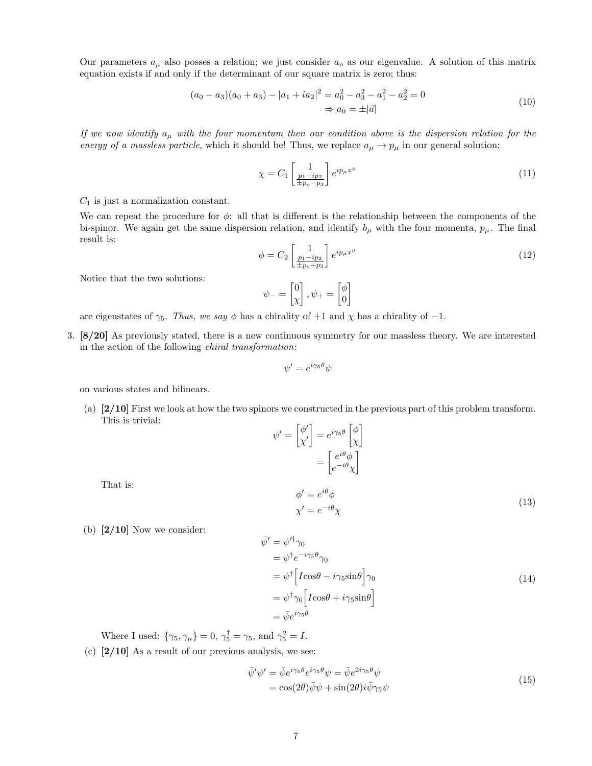Our parameters $a_\mu$ also posses a relation; we just consider $a_o$ as our eigenvalue. A solution of this matrix equation exists if and only if the determinant of our square matrix is zero; thus:

$$(a_0 - a_3)(a_0 + a_3) - |a_1 + ia_2|^2 = a_0^2 - a_3^2 - a_1^2 - a_2^2 = 0 \\ \Rightarrow a_0 = \pm|\vec{a}| \tag{10}$$

*If we now identify $a_\mu$ with the four momentum then our condition above is the dispersion relation for the energy of a massless particle,* which it should be! Thus, we replace $a_\mu \to p_\mu$ in our general solution:

$$\chi = C_1 \begin{bmatrix} 1 \\ \frac{p_1 - ip_2}{\pm p_o - p_3} \end{bmatrix} e^{ip_\mu x^\mu} \tag{11}$$

$C_1$ is just a normalization constant.

We can repeat the procedure for $\phi$: all that is different is the relationship between the components of the bi-spinor. We again get the same dispersion relation, and identify $b_\mu$ with the four momenta, $p_\mu$. The final result is:

$$\phi = C_2 \begin{bmatrix} 1 \\ \frac{p_1 - ip_2}{\pm p_o + p_3} \end{bmatrix} e^{ip_\mu x^\mu} \tag{12}$$

Notice that the two solutions:

$$\psi_- = \begin{bmatrix} 0 \\ \chi \end{bmatrix}, \psi_+ = \begin{bmatrix} \phi \\ 0 \end{bmatrix}$$

are eigenstates of $\gamma_5$. *Thus, we say* $\phi$ has a chirality of $+1$ and $\chi$ has a chirality of $-1$.

3. **[8/20]** As previously stated, there is a new continuous symmetry for our massless theory. We are interested in the action of the following *chiral transformation*:

$$\psi' = e^{i\gamma_5 \theta}\psi$$

on various states and bilinears.

(a) **[2/10]** First we look at how the two spinors we constructed in the previous part of this problem transform. This is trivial:

$$\psi' = \begin{bmatrix} \phi' \\ \chi' \end{bmatrix} = e^{i\gamma_5\theta} \begin{bmatrix} \phi \\ \chi \end{bmatrix} = \begin{bmatrix} e^{i\theta}\phi \\ e^{-i\theta}\chi \end{bmatrix}$$

That is:

$$\phi' = e^{i\theta}\phi \\ \chi' = e^{-i\theta}\chi \tag{13}$$

(b) **[2/10]** Now we consider:

$$\begin{aligned} \bar{\psi}' &= \psi'^\dagger \gamma_0 \\ &= \psi^\dagger e^{-i\gamma_5\theta}\gamma_0 \\ &= \psi^\dagger \Big[ I\cos\theta - i\gamma_5 \sin\theta \Big] \gamma_0 \\ &= \psi^\dagger \gamma_0 \Big[ I\cos\theta + i\gamma_5 \sin\theta \Big] \\ &= \bar{\psi} e^{i\gamma_5\theta} \end{aligned} \tag{14}$$

Where I used: $\{\gamma_5, \gamma_\mu\} = 0$, $\gamma_5^\dagger = \gamma_5$, and $\gamma_5^2 = I$.

(c) **[2/10]** As a result of our previous analysis, we see:

$$\begin{aligned} \bar{\psi}'\psi' &= \bar{\psi} e^{i\gamma_5\theta} e^{i\gamma_5\theta}\psi = \bar{\psi} e^{2i\gamma_5\theta}\psi \\ &= \cos(2\theta)\bar{\psi}\psi + \sin(2\theta) i\bar{\psi}\gamma_5\psi \end{aligned} \tag{15}$$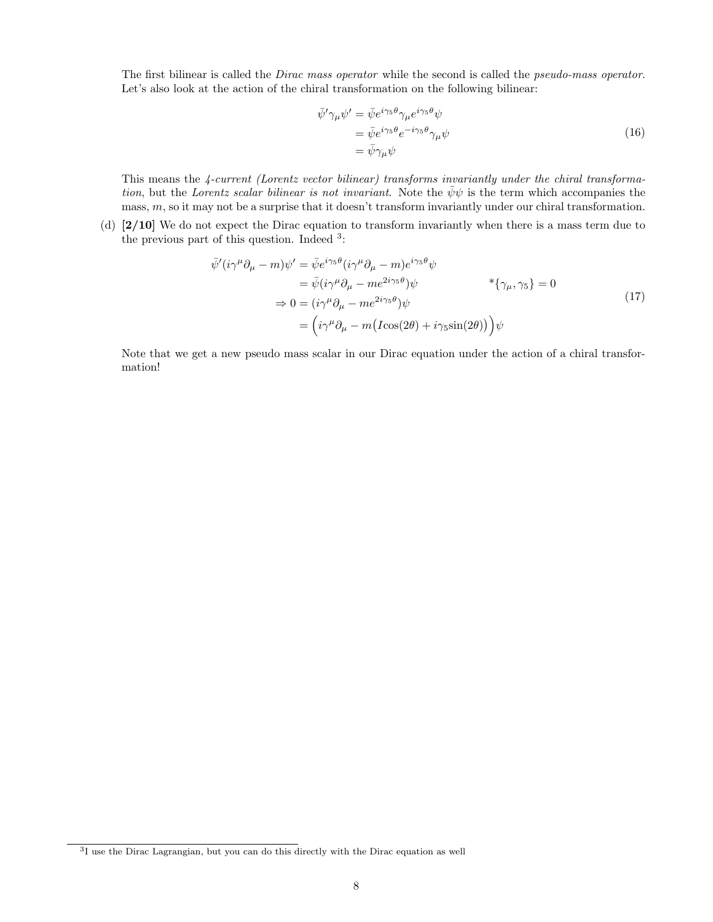The first bilinear is called the *Dirac mass operator* while the second is called the *pseudo-mass operator*. Let's also look at the action of the chiral transformation on the following bilinear:

$$
\begin{aligned}
\bar{\psi}'\gamma_\mu\psi' &= \bar{\psi}e^{i\gamma_5\theta}\gamma_\mu e^{i\gamma_5\theta}\psi \\
&= \bar{\psi}e^{i\gamma_5\theta}e^{-i\gamma_5\theta}\gamma_\mu\psi \\
&= \bar{\psi}\gamma_\mu\psi
\end{aligned}
\tag{16}
$$

This means the *4-current (Lorentz vector bilinear) transforms invariantly under the chiral transformation*, but the *Lorentz scalar bilinear is not invariant*. Note the $\bar{\psi}\psi$ is the term which accompanies the mass, $m$, so it may not be a surprise that it doesn't transform invariantly under our chiral transformation.

(d) **[2/10]** We do not expect the Dirac equation to transform invariantly when there is a mass term due to the previous part of this question. Indeed [3]:

$$
\begin{aligned}
\bar{\psi}'(i\gamma^\mu\partial_\mu - m)\psi' &= \bar{\psi}e^{i\gamma_5\theta}(i\gamma^\mu\partial_\mu - m)e^{i\gamma_5\theta}\psi \\
&= \bar{\psi}(i\gamma^\mu\partial_\mu - me^{2i\gamma_5\theta})\psi \qquad\qquad *\{\gamma_\mu, \gamma_5\} = 0 \\
\Rightarrow 0 &= (i\gamma^\mu\partial_\mu - me^{2i\gamma_5\theta})\psi \\
&= \Big(i\gamma^\mu\partial_\mu - m\big(I\cos(2\theta) + i\gamma_5\sin(2\theta)\big)\Big)\psi
\end{aligned}
\tag{17}
$$

Note that we get a new pseudo mass scalar in our Dirac equation under the action of a chiral transformation!

[3] I use the Dirac Lagrangian, but you can do this directly with the Dirac equation as well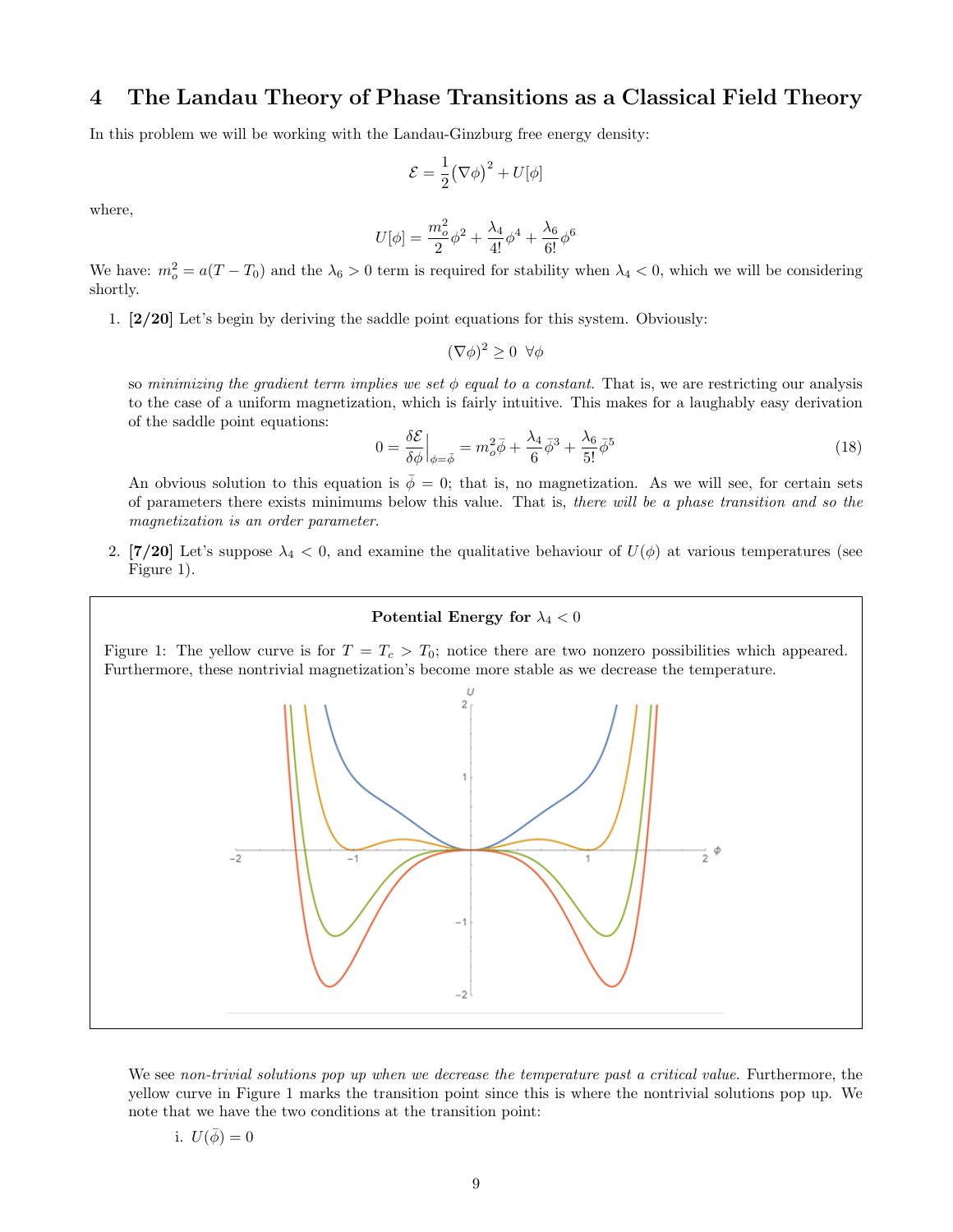## 4 The Landau Theory of Phase Transitions as a Classical Field Theory

In this problem we will be working with the Landau-Ginzburg free energy density:

$$\mathcal{E} = \frac{1}{2}(\nabla\phi)^2 + U[\phi]$$

where,

$$U[\phi] = \frac{m_o^2}{2}\phi^2 + \frac{\lambda_4}{4!}\phi^4 + \frac{\lambda_6}{6!}\phi^6$$

We have: $m_o^2 = a(T - T_0)$ and the $\lambda_6 > 0$ term is required for stability when $\lambda_4 < 0$, which we will be considering shortly.

1. **[2/20]** Let's begin by deriving the saddle point equations for this system. Obviously:

   $$(\nabla\phi)^2 \geq 0 \;\; \forall\phi$$

   so *minimizing the gradient term implies we set $\phi$ equal to a constant.* That is, we are restricting our analysis to the case of a uniform magnetization, which is fairly intuitive. This makes for a laughably easy derivation of the saddle point equations:

   $$0 = \frac{\delta\mathcal{E}}{\delta\phi}\Big|_{\phi=\bar{\phi}} = m_o^2\bar{\phi} + \frac{\lambda_4}{6}\bar{\phi}^3 + \frac{\lambda_6}{5!}\bar{\phi}^5 \tag{18}$$

   An obvious solution to this equation is $\bar{\phi} = 0$; that is, no magnetization. As we will see, for certain sets of parameters there exists minimums below this value. That is, *there will be a phase transition and so the magnetization is an order parameter.*

2. **[7/20]** Let's suppose $\lambda_4 < 0$, and examine the qualitative behaviour of $U(\phi)$ at various temperatures (see Figure 1).

**Potential Energy for $\lambda_4 < 0$**

Figure 1: The yellow curve is for $T = T_c > T_0$; notice there are two nonzero possibilities which appeared. Furthermore, these nontrivial magnetization's become more stable as we decrease the temperature.

We see *non-trivial solutions pop up when we decrease the temperature past a critical value.* Furthermore, the yellow curve in Figure 1 marks the transition point since this is where the nontrivial solutions pop up. We note that we have the two conditions at the transition point:

   i. $U(\bar{\phi}) = 0$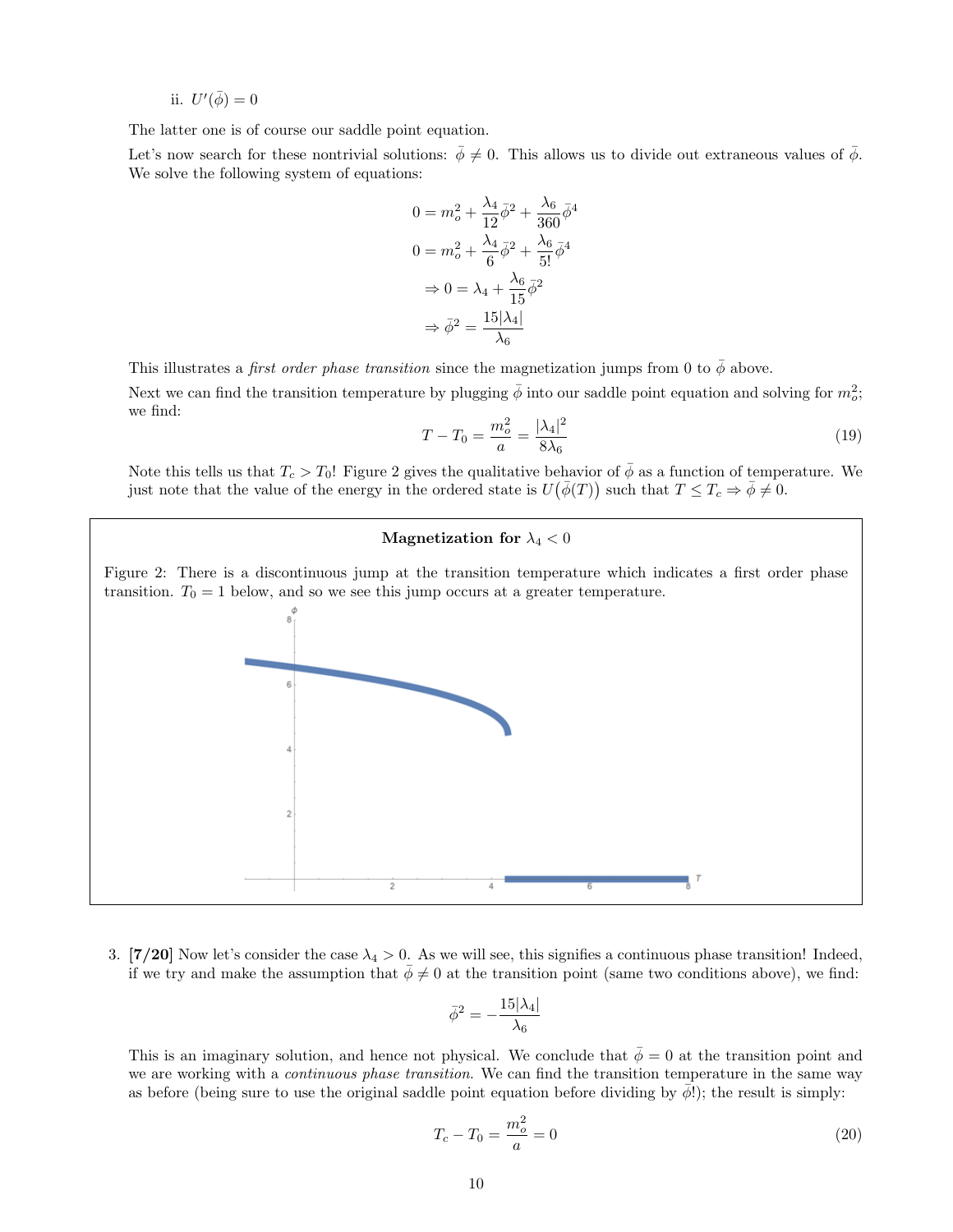ii. $U'(\bar{\phi}) = 0$

The latter one is of course our saddle point equation.

Let's now search for these nontrivial solutions: $\bar{\phi} \neq 0$. This allows us to divide out extraneous values of $\bar{\phi}$. We solve the following system of equations:

$$
\begin{aligned}
0 &= m_o^2 + \frac{\lambda_4}{12}\bar{\phi}^2 + \frac{\lambda_6}{360}\bar{\phi}^4 \\
0 &= m_o^2 + \frac{\lambda_4}{6}\bar{\phi}^2 + \frac{\lambda_6}{5!}\bar{\phi}^4 \\
\Rightarrow 0 &= \lambda_4 + \frac{\lambda_6}{15}\bar{\phi}^2 \\
\Rightarrow \bar{\phi}^2 &= \frac{15|\lambda_4|}{\lambda_6}
\end{aligned}
$$

This illustrates a *first order phase transition* since the magnetization jumps from 0 to $\bar{\phi}$ above.

Next we can find the transition temperature by plugging $\bar{\phi}$ into our saddle point equation and solving for $m_o^2$; we find:

$$T - T_0 = \frac{m_o^2}{a} = \frac{|\lambda_4|^2}{8\lambda_6} \tag{19}$$

Note this tells us that $T_c > T_0$! Figure 2 gives the qualitative behavior of $\bar{\phi}$ as a function of temperature. We just note that the value of the energy in the ordered state is $U(\bar{\phi}(T))$ such that $T \leq T_c \Rightarrow \bar{\phi} \neq 0$.

**Magnetization for $\lambda_4 < 0$**

Figure 2: There is a discontinuous jump at the transition temperature which indicates a first order phase transition. $T_0 = 1$ below, and so we see this jump occurs at a greater temperature.

3. **[7/20]** Now let's consider the case $\lambda_4 > 0$. As we will see, this signifies a continuous phase transition! Indeed, if we try and make the assumption that $\bar{\phi} \neq 0$ at the transition point (same two conditions above), we find:

$$\bar{\phi}^2 = -\frac{15|\lambda_4|}{\lambda_6}$$

This is an imaginary solution, and hence not physical. We conclude that $\bar{\phi} = 0$ at the transition point and we are working with a *continuous phase transition*. We can find the transition temperature in the same way as before (being sure to use the original saddle point equation before dividing by $\bar{\phi}$!); the result is simply:

$$T_c - T_0 = \frac{m_o^2}{a} = 0 \tag{20}$$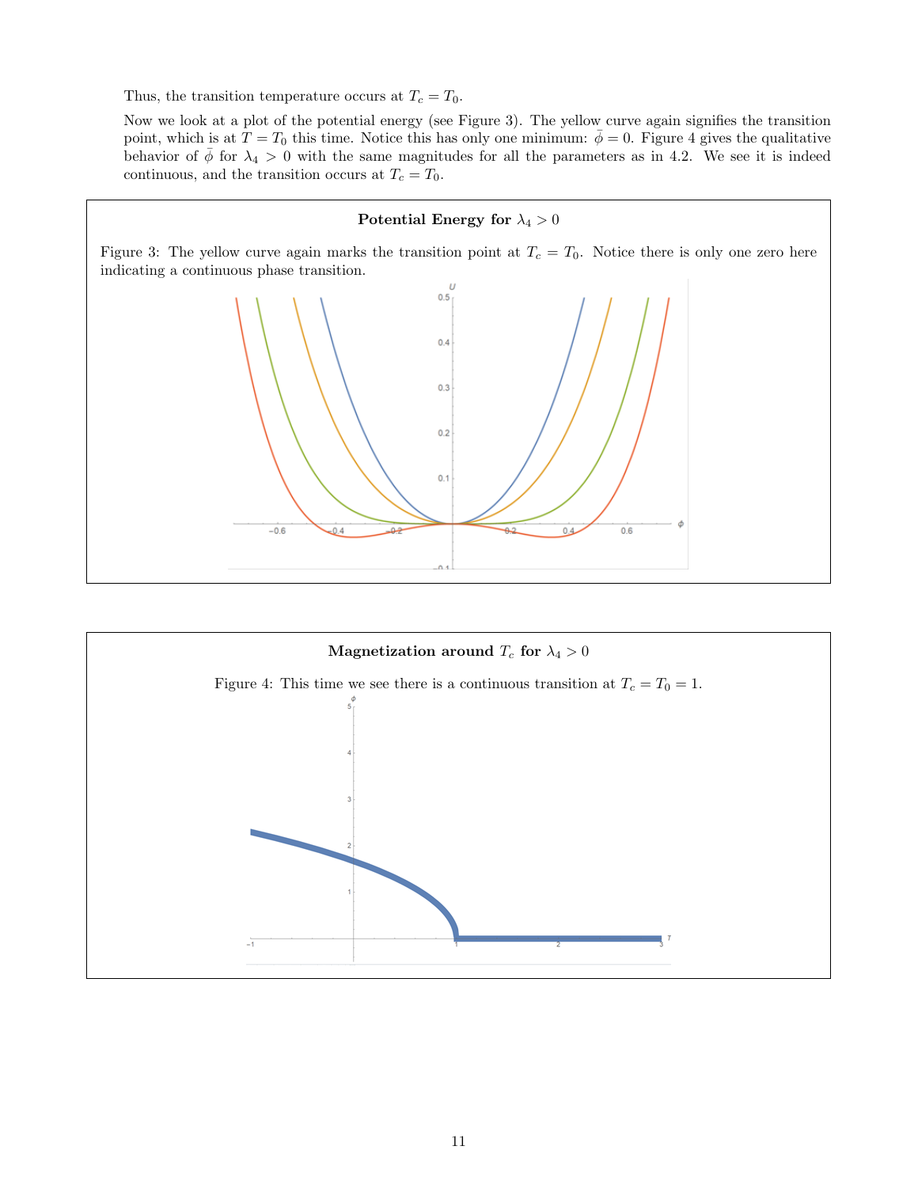Thus, the transition temperature occurs at $T_c = T_0$.

Now we look at a plot of the potential energy (see Figure 3). The yellow curve again signifies the transition point, which is at $T = T_0$ this time. Notice this has only one minimum: $\bar{\phi} = 0$. Figure 4 gives the qualitative behavior of $\bar{\phi}$ for $\lambda_4 > 0$ with the same magnitudes for all the parameters as in 4.2. We see it is indeed continuous, and the transition occurs at $T_c = T_0$.

**Potential Energy for $\lambda_4 > 0$**

Figure 3: The yellow curve again marks the transition point at $T_c = T_0$. Notice there is only one zero here indicating a continuous phase transition.

**Magnetization around $T_c$ for $\lambda_4 > 0$**

Figure 4: This time we see there is a continuous transition at $T_c = T_0 = 1$.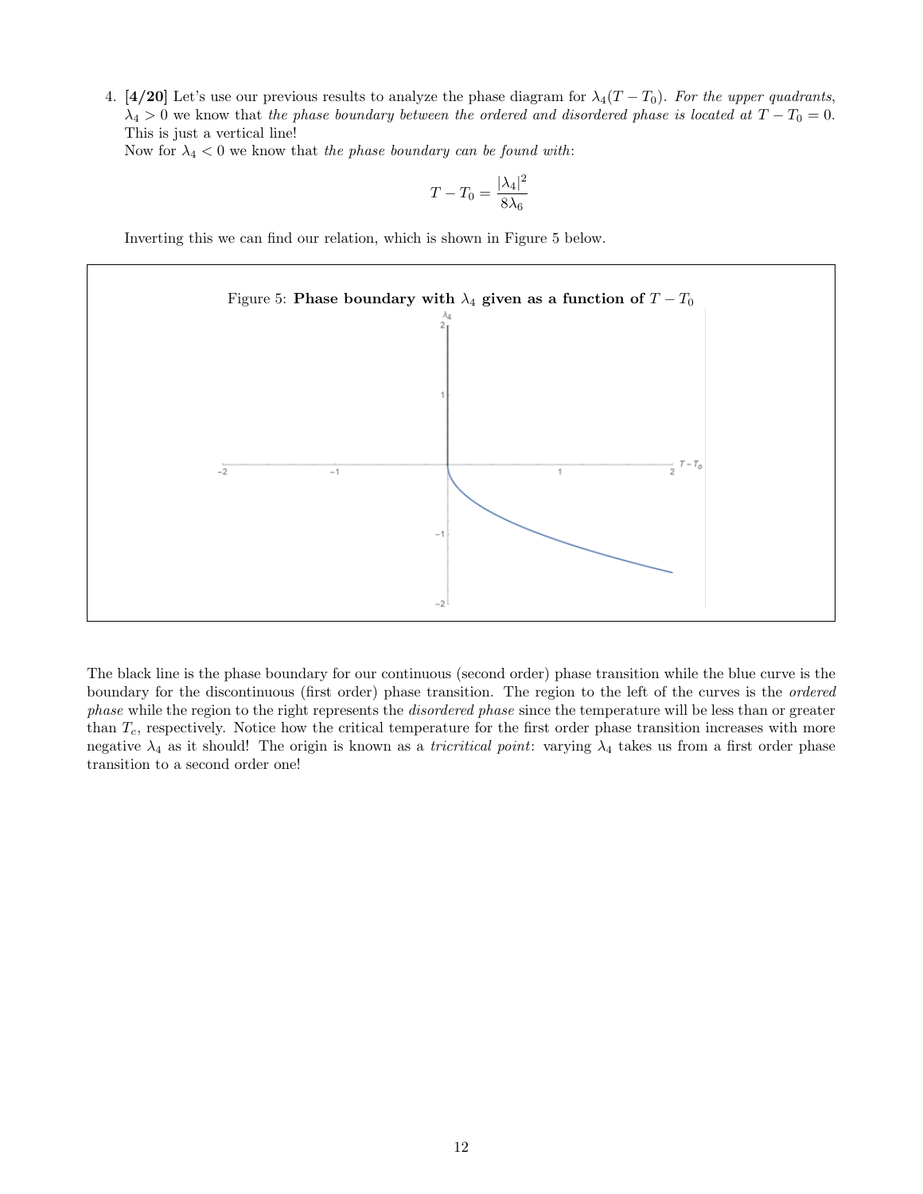4. **[4/20]** Let's use our previous results to analyze the phase diagram for $\lambda_4(T - T_0)$. *For the upper quadrants,* $\lambda_4 > 0$ we know that *the phase boundary between the ordered and disordered phase is located at* $T - T_0 = 0$. This is just a vertical line!

   Now for $\lambda_4 < 0$ we know that *the phase boundary can be found with*:

$$T - T_0 = \frac{|\lambda_4|^2}{8\lambda_6}$$

   Inverting this we can find our relation, which is shown in Figure 5 below.

Figure 5: **Phase boundary with $\lambda_4$ given as a function of $T - T_0$**

The black line is the phase boundary for our continuous (second order) phase transition while the blue curve is the boundary for the discontinuous (first order) phase transition. The region to the left of the curves is the *ordered phase* while the region to the right represents the *disordered phase* since the temperature will be less than or greater than $T_c$, respectively. Notice how the critical temperature for the first order phase transition increases with more negative $\lambda_4$ as it should! The origin is known as a *tricritical point*: varying $\lambda_4$ takes us from a first order phase transition to a second order one!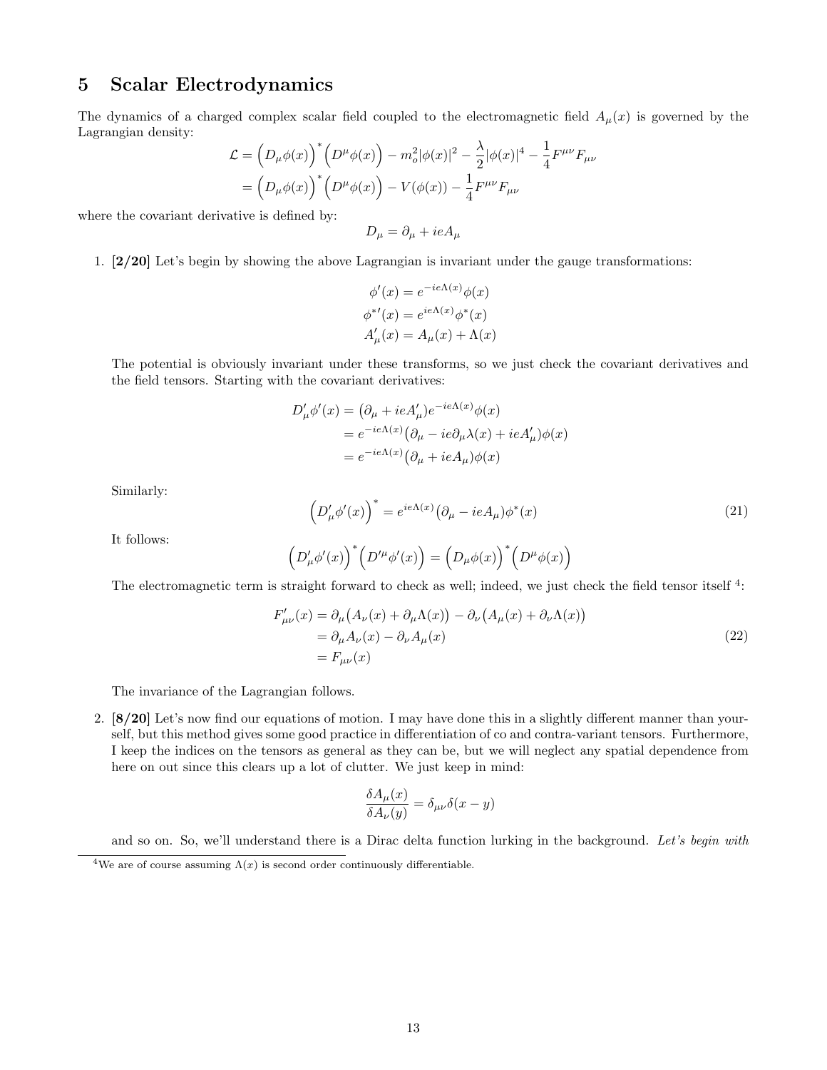# 5 Scalar Electrodynamics

The dynamics of a charged complex scalar field coupled to the electromagnetic field $A_\mu(x)$ is governed by the Lagrangian density:

$$
\begin{aligned}
\mathcal{L} &= \Big(D_\mu\phi(x)\Big)^*\Big(D^\mu\phi(x)\Big) - m_o^2|\phi(x)|^2 - \frac{\lambda}{2}|\phi(x)|^4 - \frac{1}{4}F^{\mu\nu}F_{\mu\nu} \\
&= \Big(D_\mu\phi(x)\Big)^*\Big(D^\mu\phi(x)\Big) - V(\phi(x)) - \frac{1}{4}F^{\mu\nu}F_{\mu\nu}
\end{aligned}
$$

where the covariant derivative is defined by:

$$
D_\mu = \partial_\mu + ieA_\mu
$$

1. **[2/20]** Let's begin by showing the above Lagrangian is invariant under the gauge transformations:

$$
\begin{aligned}
\phi'(x) &= e^{-ie\Lambda(x)}\phi(x) \\
\phi^{*\prime}(x) &= e^{ie\Lambda(x)}\phi^*(x) \\
A'_\mu(x) &= A_\mu(x) + \Lambda(x)
\end{aligned}
$$

The potential is obviously invariant under these transforms, so we just check the covariant derivatives and the field tensors. Starting with the covariant derivatives:

$$
\begin{aligned}
D'_\mu\phi'(x) &= \big(\partial_\mu + ieA'_\mu\big)e^{-ie\Lambda(x)}\phi(x) \\
&= e^{-ie\Lambda(x)}\big(\partial_\mu - ie\partial_\mu\lambda(x) + ieA'_\mu\big)\phi(x) \\
&= e^{-ie\Lambda(x)}\big(\partial_\mu + ieA_\mu\big)\phi(x)
\end{aligned}
$$

Similarly:

$$
\Big(D'_\mu\phi'(x)\Big)^* = e^{ie\Lambda(x)}\big(\partial_\mu - ieA_\mu\big)\phi^*(x) \tag{21}
$$

It follows:

$$
\Big(D'_\mu\phi'(x)\Big)^*\Big(D'^\mu\phi'(x)\Big) = \Big(D_\mu\phi(x)\Big)^*\Big(D^\mu\phi(x)\Big)
$$

The electromagnetic term is straight forward to check as well; indeed, we just check the field tensor itself [4]:

$$
\begin{aligned}
F'_{\mu\nu}(x) &= \partial_\mu\big(A_\nu(x) + \partial_\mu\Lambda(x)\big) - \partial_\nu\big(A_\mu(x) + \partial_\nu\Lambda(x)\big) \\
&= \partial_\mu A_\nu(x) - \partial_\nu A_\mu(x) \\
&= F_{\mu\nu}(x)
\end{aligned} \tag{22}
$$

The invariance of the Lagrangian follows.

2. **[8/20]** Let's now find our equations of motion. I may have done this in a slightly different manner than yourself, but this method gives some good practice in differentiation of co and contra-variant tensors. Furthermore, I keep the indices on the tensors as general as they can be, but we will neglect any spatial dependence from here on out since this clears up a lot of clutter. We just keep in mind:

$$
\frac{\delta A_\mu(x)}{\delta A_\nu(y)} = \delta_{\mu\nu}\delta(x-y)
$$

and so on. So, we'll understand there is a Dirac delta function lurking in the background. *Let's begin with*

[4] We are of course assuming $\Lambda(x)$ is second order continuously differentiable.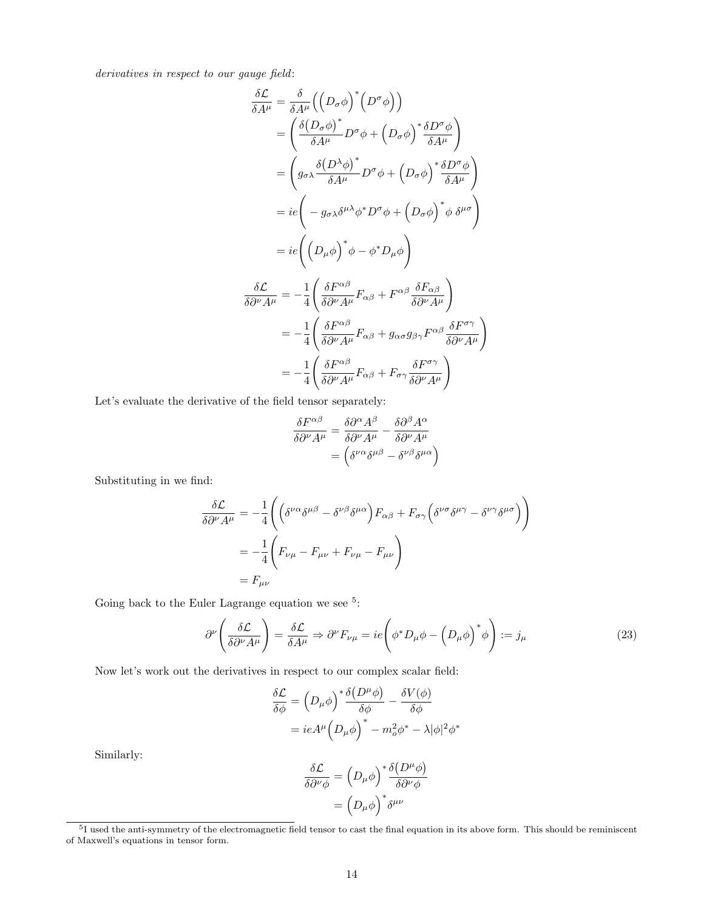*derivatives in respect to our gauge field*:

$$
\begin{aligned}
\frac{\delta \mathcal{L}}{\delta A^\mu} &= \frac{\delta}{\delta A^\mu}\Big(\Big(D_\sigma \phi\Big)^*\Big(D^\sigma \phi\Big)\Big) \\
&= \left(\frac{\delta \big(D_\sigma \phi\big)^*}{\delta A^\mu} D^\sigma \phi + \Big(D_\sigma \phi\Big)^* \frac{\delta D^\sigma \phi}{\delta A^\mu}\right) \\
&= \left(g_{\sigma\lambda}\frac{\delta \big(D^\lambda \phi\big)^*}{\delta A^\mu} D^\sigma \phi + \Big(D_\sigma \phi\Big)^* \frac{\delta D^\sigma \phi}{\delta A^\mu}\right) \\
&= ie\left(-g_{\sigma\lambda}\delta^{\mu\lambda}\phi^* D^\sigma \phi + \Big(D_\sigma \phi\Big)^* \phi\, \delta^{\mu\sigma}\right) \\
&= ie\left(\Big(D_\mu \phi\Big)^* \phi - \phi^* D_\mu \phi\right)
\end{aligned}
$$

$$
\begin{aligned}
\frac{\delta \mathcal{L}}{\delta \partial^\nu A^\mu} &= -\frac{1}{4}\left(\frac{\delta F^{\alpha\beta}}{\delta \partial^\nu A^\mu} F_{\alpha\beta} + F^{\alpha\beta}\frac{\delta F_{\alpha\beta}}{\delta \partial^\nu A^\mu}\right) \\
&= -\frac{1}{4}\left(\frac{\delta F^{\alpha\beta}}{\delta \partial^\nu A^\mu} F_{\alpha\beta} + g_{\alpha\sigma}g_{\beta\gamma}F^{\alpha\beta}\frac{\delta F^{\sigma\gamma}}{\delta \partial^\nu A^\mu}\right) \\
&= -\frac{1}{4}\left(\frac{\delta F^{\alpha\beta}}{\delta \partial^\nu A^\mu} F_{\alpha\beta} + F_{\sigma\gamma}\frac{\delta F^{\sigma\gamma}}{\delta \partial^\nu A^\mu}\right)
\end{aligned}
$$

Let's evaluate the derivative of the field tensor separately:

$$
\begin{aligned}
\frac{\delta F^{\alpha\beta}}{\delta \partial^\nu A^\mu} &= \frac{\delta \partial^\alpha A^\beta}{\delta \partial^\nu A^\mu} - \frac{\delta \partial^\beta A^\alpha}{\delta \partial^\nu A^\mu} \\
&= \Big(\delta^{\nu\alpha}\delta^{\mu\beta} - \delta^{\nu\beta}\delta^{\mu\alpha}\Big)
\end{aligned}
$$

Substituting in we find:

$$
\begin{aligned}
\frac{\delta \mathcal{L}}{\delta \partial^\nu A^\mu} &= -\frac{1}{4}\left(\Big(\delta^{\nu\alpha}\delta^{\mu\beta} - \delta^{\nu\beta}\delta^{\mu\alpha}\Big)F_{\alpha\beta} + F_{\sigma\gamma}\Big(\delta^{\nu\sigma}\delta^{\mu\gamma} - \delta^{\nu\gamma}\delta^{\mu\sigma}\Big)\right) \\
&= -\frac{1}{4}\left(F_{\nu\mu} - F_{\mu\nu} + F_{\nu\mu} - F_{\mu\nu}\right) \\
&= F_{\mu\nu}
\end{aligned}
$$

Going back to the Euler Lagrange equation we see [5]:

$$
\partial^\nu\left(\frac{\delta \mathcal{L}}{\delta \partial^\nu A^\mu}\right) = \frac{\delta \mathcal{L}}{\delta A^\mu} \Rightarrow \partial^\nu F_{\nu\mu} = ie\left(\phi^* D_\mu \phi - \Big(D_\mu \phi\Big)^* \phi\right) := j_\mu \tag{23}
$$

Now let's work out the derivatives in respect to our complex scalar field:

$$
\begin{aligned}
\frac{\delta \mathcal{L}}{\delta \phi} &= \Big(D_\mu \phi\Big)^* \frac{\delta \big(D^\mu \phi\big)}{\delta \phi} - \frac{\delta V(\phi)}{\delta \phi} \\
&= ieA^\mu \Big(D_\mu \phi\Big)^* - m_o^2 \phi^* - \lambda |\phi|^2 \phi^*
\end{aligned}
$$

Similarly:

$$
\begin{aligned}
\frac{\delta \mathcal{L}}{\delta \partial^\nu \phi} &= \Big(D_\mu \phi\Big)^* \frac{\delta \big(D^\mu \phi\big)}{\delta \partial^\nu \phi} \\
&= \Big(D_\mu \phi\Big)^* \delta^{\mu\nu}
\end{aligned}
$$

[5] I used the anti-symmetry of the electromagnetic field tensor to cast the final equation in its above form. This should be reminiscent of Maxwell's equations in tensor form.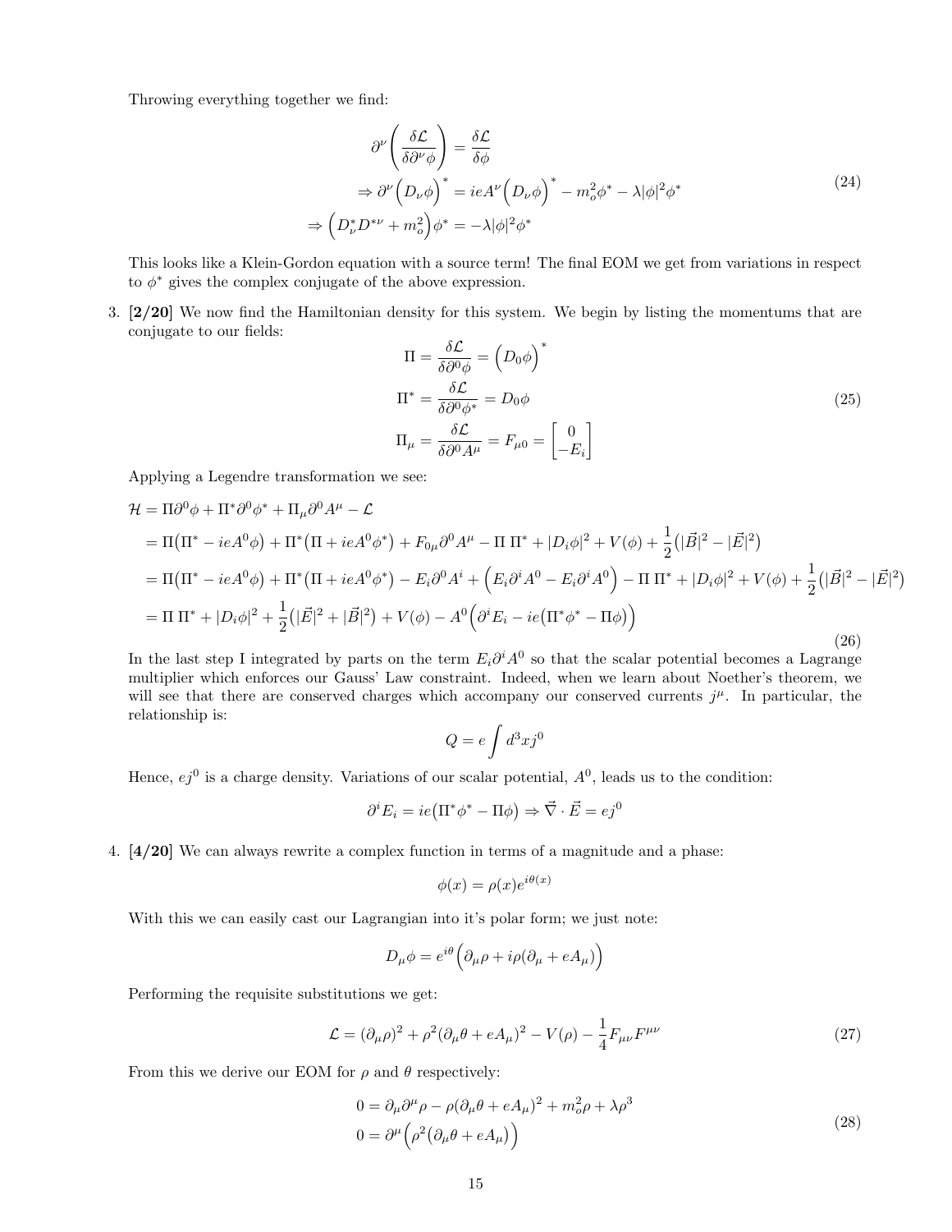Throwing everything together we find:

$$
\begin{aligned}
\partial^\nu \left( \frac{\delta \mathcal{L}}{\delta \partial^\nu \phi} \right) &= \frac{\delta \mathcal{L}}{\delta \phi} \\
\Rightarrow \partial^\nu \Big( D_\nu \phi \Big)^* &= ieA^\nu \Big( D_\nu \phi \Big)^* - m_o^2 \phi^* - \lambda |\phi|^2 \phi^* \\
\Rightarrow \Big( D_\nu^* D^{*\nu} + m_o^2 \Big) \phi^* &= -\lambda |\phi|^2 \phi^*
\end{aligned}
\tag{24}
$$

This looks like a Klein-Gordon equation with a source term! The final EOM we get from variations in respect to $\phi^*$ gives the complex conjugate of the above expression.

3. **[2/20]** We now find the Hamiltonian density for this system. We begin by listing the momentums that are conjugate to our fields:

$$
\begin{aligned}
\Pi &= \frac{\delta \mathcal{L}}{\delta \partial^0 \phi} = \Big( D_0 \phi \Big)^* \\
\Pi^* &= \frac{\delta \mathcal{L}}{\delta \partial^0 \phi^*} = D_0 \phi \\
\Pi_\mu &= \frac{\delta \mathcal{L}}{\delta \partial^0 A^\mu} = F_{\mu 0} = \begin{bmatrix} 0 \\ -E_i \end{bmatrix}
\end{aligned}
\tag{25}
$$

Applying a Legendre transformation we see:

$$
\begin{aligned}
\mathcal{H} &= \Pi \partial^0 \phi + \Pi^* \partial^0 \phi^* + \Pi_\mu \partial^0 A^\mu - \mathcal{L} \\
&= \Pi \big( \Pi^* - ieA^0 \phi \big) + \Pi^* \big( \Pi + ieA^0 \phi^* \big) + F_{0\mu} \partial^0 A^\mu - \Pi\, \Pi^* + |D_i \phi|^2 + V(\phi) + \frac{1}{2} \big( |\vec{B}|^2 - |\vec{E}|^2 \big) \\
&= \Pi \big( \Pi^* - ieA^0 \phi \big) + \Pi^* \big( \Pi + ieA^0 \phi^* \big) - E_i \partial^0 A^i + \Big( E_i \partial^i A^0 - E_i \partial^i A^0 \Big) - \Pi\, \Pi^* + |D_i \phi|^2 + V(\phi) + \frac{1}{2} \big( |\vec{B}|^2 - |\vec{E}|^2 \big) \\
&= \Pi\, \Pi^* + |D_i \phi|^2 + \frac{1}{2} \big( |\vec{E}|^2 + |\vec{B}|^2 \big) + V(\phi) - A^0 \Big( \partial^i E_i - ie \big( \Pi^* \phi^* - \Pi \phi \big) \Big)
\end{aligned}
\tag{26}
$$

In the last step I integrated by parts on the term $E_i \partial^i A^0$ so that the scalar potential becomes a Lagrange multiplier which enforces our Gauss' Law constraint. Indeed, when we learn about Noether's theorem, we will see that there are conserved charges which accompany our conserved currents $j^\mu$. In particular, the relationship is:

$$
Q = e \int d^3x j^0
$$

Hence, $ej^0$ is a charge density. Variations of our scalar potential, $A^0$, leads us to the condition:

$$
\partial^i E_i = ie \big( \Pi^* \phi^* - \Pi \phi \big) \Rightarrow \vec{\nabla} \cdot \vec{E} = ej^0
$$

4. **[4/20]** We can always rewrite a complex function in terms of a magnitude and a phase:

$$
\phi(x) = \rho(x) e^{i\theta(x)}
$$

With this we can easily cast our Lagrangian into it's polar form; we just note:

$$
D_\mu \phi = e^{i\theta} \Big( \partial_\mu \rho + i\rho (\partial_\mu + eA_\mu) \Big)
$$

Performing the requisite substitutions we get:

$$
\mathcal{L} = (\partial_\mu \rho)^2 + \rho^2 (\partial_\mu \theta + eA_\mu)^2 - V(\rho) - \frac{1}{4} F_{\mu\nu} F^{\mu\nu} \tag{27}
$$

From this we derive our EOM for $\rho$ and $\theta$ respectively:

$$
\begin{aligned}
0 &= \partial_\mu \partial^\mu \rho - \rho (\partial_\mu \theta + eA_\mu)^2 + m_o^2 \rho + \lambda \rho^3 \\
0 &= \partial^\mu \Big( \rho^2 \big( \partial_\mu \theta + eA_\mu \big) \Big)
\end{aligned}
\tag{28}
$$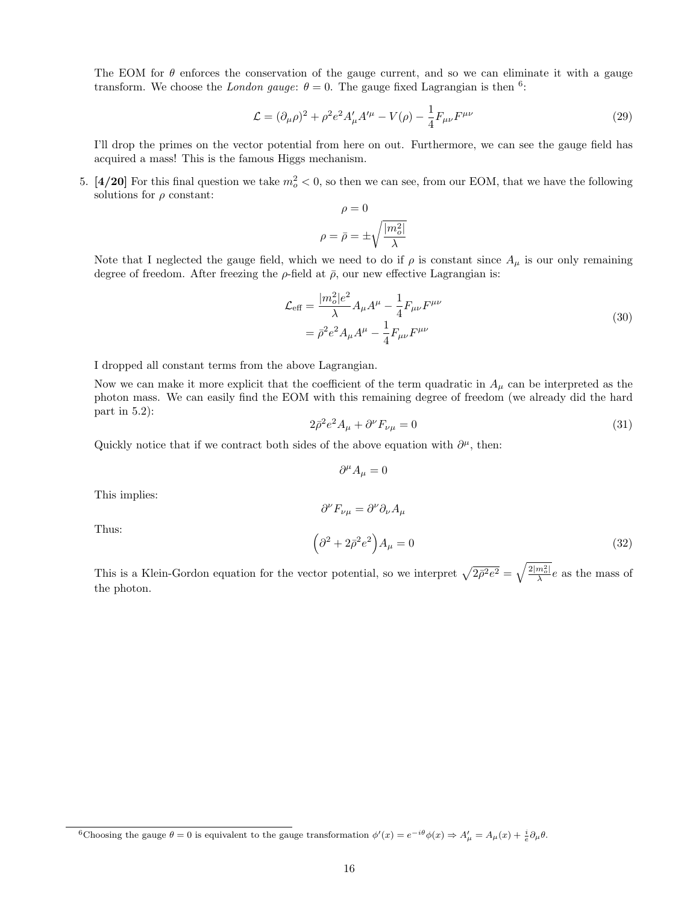The EOM for $\theta$ enforces the conservation of the gauge current, and so we can eliminate it with a gauge transform. We choose the *London gauge*: $\theta = 0$. The gauge fixed Lagrangian is then [6]:

$$\mathcal{L} = (\partial_\mu \rho)^2 + \rho^2 e^2 A'_\mu A'^\mu - V(\rho) - \frac{1}{4} F_{\mu\nu} F^{\mu\nu} \tag{29}$$

I'll drop the primes on the vector potential from here on out. Furthermore, we can see the gauge field has acquired a mass! This is the famous Higgs mechanism.

5. **[4/20]** For this final question we take $m_o^2 < 0$, so then we can see, from our EOM, that we have the following solutions for $\rho$ constant:

$$\rho = 0$$

$$\rho = \bar{\rho} = \pm \sqrt{\frac{|m_o^2|}{\lambda}}$$

Note that I neglected the gauge field, which we need to do if $\rho$ is constant since $A_\mu$ is our only remaining degree of freedom. After freezing the $\rho$-field at $\bar{\rho}$, our new effective Lagrangian is:

$$\begin{aligned} \mathcal{L}_{\text{eff}} &= \frac{|m_o^2| e^2}{\lambda} A_\mu A^\mu - \frac{1}{4} F_{\mu\nu} F^{\mu\nu} \\ &= \bar{\rho}^2 e^2 A_\mu A^\mu - \frac{1}{4} F_{\mu\nu} F^{\mu\nu} \end{aligned} \tag{30}$$

I dropped all constant terms from the above Lagrangian.

Now we can make it more explicit that the coefficient of the term quadratic in $A_\mu$ can be interpreted as the photon mass. We can easily find the EOM with this remaining degree of freedom (we already did the hard part in 5.2):

$$2\bar{\rho}^2 e^2 A_\mu + \partial^\nu F_{\nu\mu} = 0 \tag{31}$$

Quickly notice that if we contract both sides of the above equation with $\partial^\mu$, then:

$$\partial^\mu A_\mu = 0$$

This implies:

$$\partial^\nu F_{\nu\mu} = \partial^\nu \partial_\nu A_\mu$$

Thus:

$$\left( \partial^2 + 2\bar{\rho}^2 e^2 \right) A_\mu = 0 \tag{32}$$

This is a Klein-Gordon equation for the vector potential, so we interpret $\sqrt{2\bar{\rho}^2 e^2} = \sqrt{\frac{2|m_o^2|}{\lambda}} e$ as the mass of the photon.

[6] Choosing the gauge $\theta = 0$ is equivalent to the gauge transformation $\phi'(x) = e^{-i\theta}\phi(x) \Rightarrow A'_\mu = A_\mu(x) + \frac{i}{e}\partial_\mu \theta$.